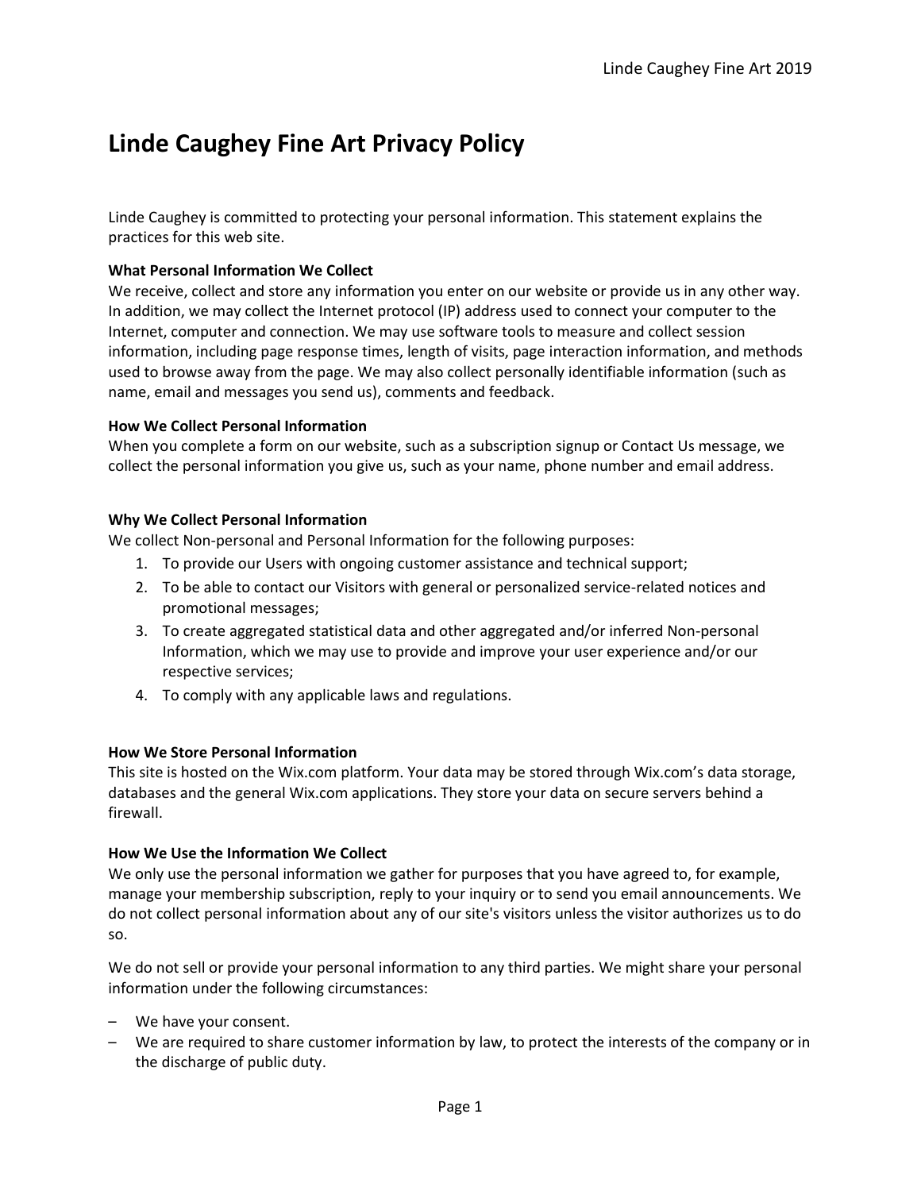# Linde Caughey Fine Art Privacy Policy

Linde Caughey is committed to protecting your personal information. This statement explains the practices for this web site.

**What Personal Information We Collect**
We receive, collect and store any information you enter on our website or provide us in any other way. In addition, we may collect the Internet protocol (IP) address used to connect your computer to the Internet, computer and connection. We may use software tools to measure and collect session information, including page response times, length of visits, page interaction information, and methods used to browse away from the page. We may also collect personally identifiable information (such as name, email and messages you send us), comments and feedback.

**How We Collect Personal Information**
When you complete a form on our website, such as a subscription signup or Contact Us message, we collect the personal information you give us, such as your name, phone number and email address.

**Why We Collect Personal Information**
We collect Non-personal and Personal Information for the following purposes:

1. To provide our Users with ongoing customer assistance and technical support;
2. To be able to contact our Visitors with general or personalized service-related notices and promotional messages;
3. To create aggregated statistical data and other aggregated and/or inferred Non-personal Information, which we may use to provide and improve your user experience and/or our respective services;
4. To comply with any applicable laws and regulations.

**How We Store Personal Information**
This site is hosted on the Wix.com platform. Your data may be stored through Wix.com's data storage, databases and the general Wix.com applications. They store your data on secure servers behind a firewall.

**How We Use the Information We Collect**
We only use the personal information we gather for purposes that you have agreed to, for example, manage your membership subscription, reply to your inquiry or to send you email announcements. We do not collect personal information about any of our site's visitors unless the visitor authorizes us to do so.

We do not sell or provide your personal information to any third parties. We might share your personal information under the following circumstances:

- We have your consent.
- We are required to share customer information by law, to protect the interests of the company or in the discharge of public duty.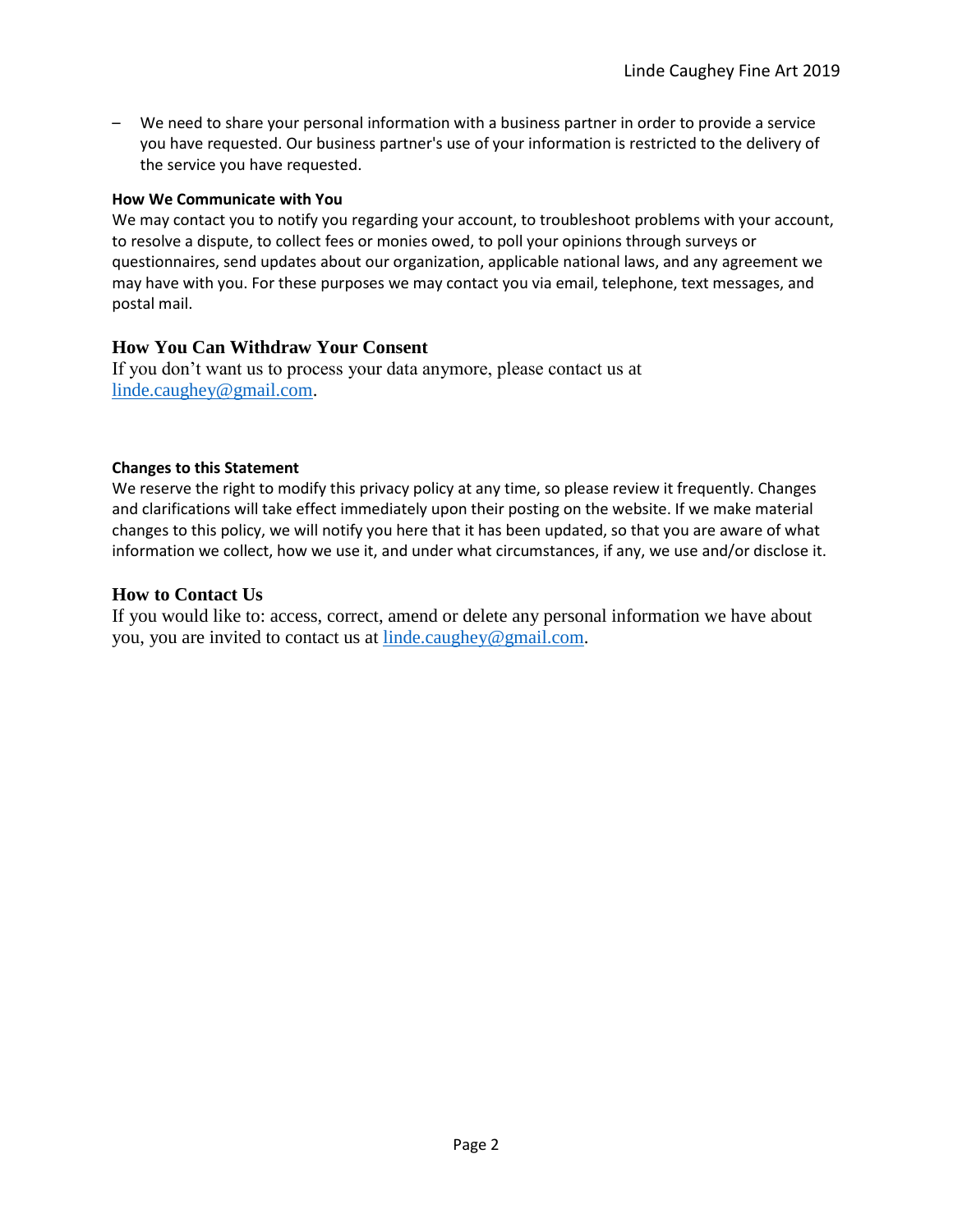- We need to share your personal information with a business partner in order to provide a service you have requested. Our business partner's use of your information is restricted to the delivery of the service you have requested.

**How We Communicate with You**

We may contact you to notify you regarding your account, to troubleshoot problems with your account, to resolve a dispute, to collect fees or monies owed, to poll your opinions through surveys or questionnaires, send updates about our organization, applicable national laws, and any agreement we may have with you. For these purposes we may contact you via email, telephone, text messages, and postal mail.

## How You Can Withdraw Your Consent

If you don't want us to process your data anymore, please contact us at linde.caughey@gmail.com.

**Changes to this Statement**

We reserve the right to modify this privacy policy at any time, so please review it frequently. Changes and clarifications will take effect immediately upon their posting on the website. If we make material changes to this policy, we will notify you here that it has been updated, so that you are aware of what information we collect, how we use it, and under what circumstances, if any, we use and/or disclose it.

## How to Contact Us

If you would like to: access, correct, amend or delete any personal information we have about you, you are invited to contact us at linde.caughey@gmail.com.